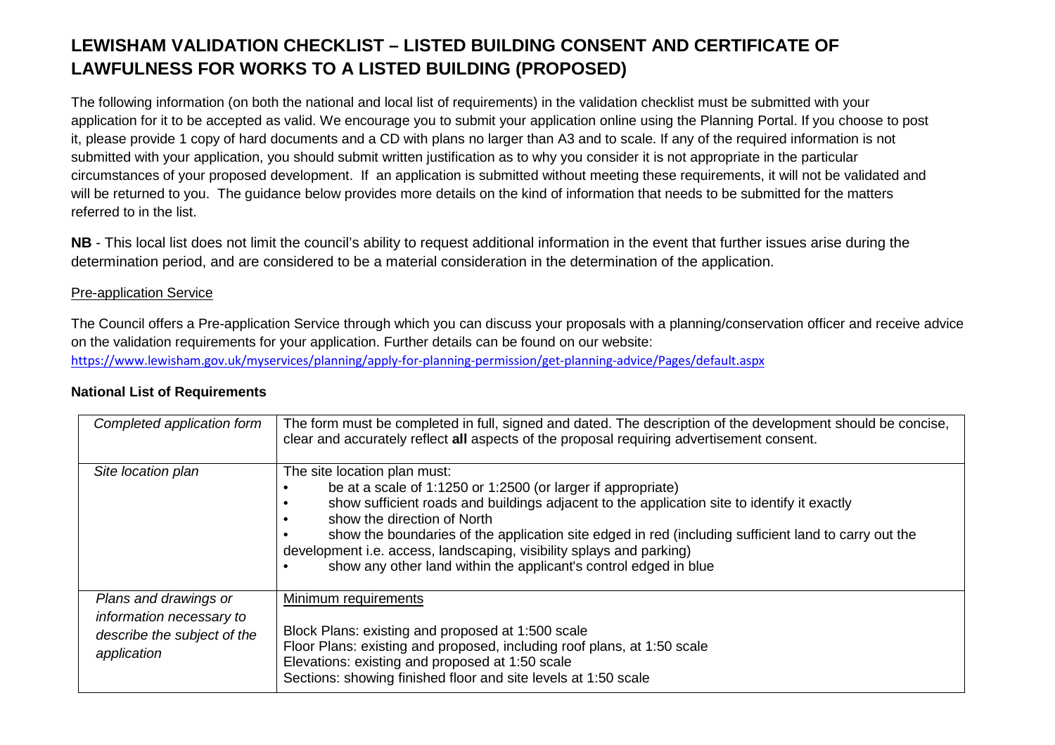# LEWISHAM VALIDATION CHECKLIST – LISTED BUILDING CONSENT AND CERTIFICATE OF LAWFULNESS FOR WORKS TO A LISTED BUILDING (PROPOSED)

The following information (on both the national and local list of requirements) in the validation checklist must be submitted with your application for it to be accepted as valid. We encourage you to submit your application online using the Planning Portal. If you choose to post it, please provide 1 copy of hard documents and a CD with plans no larger than A3 and to scale. If any of the required information is not submitted with your application, you should submit written justification as to why you consider it is not appropriate in the particular circumstances of your proposed development. If an application is submitted without meeting these requirements, it will not be validated and will be returned to you. The guidance below provides more details on the kind of information that needs to be submitted for the matters referred to in the list.

**NB** - This local list does not limit the council's ability to request additional information in the event that further issues arise during the determination period, and are considered to be a material consideration in the determination of the application.

Pre-application Service

The Council offers a Pre-application Service through which you can discuss your proposals with a planning/conservation officer and receive advice on the validation requirements for your application. Further details can be found on our website:
https://www.lewisham.gov.uk/myservices/planning/apply-for-planning-permission/get-planning-advice/Pages/default.aspx

**National List of Requirements**

| | |
|---|---|
| *Completed application form* | The form must be completed in full, signed and dated. The description of the development should be concise, clear and accurately reflect **all** aspects of the proposal requiring advertisement consent. |
| *Site location plan* | The site location plan must:<br>• be at a scale of 1:1250 or 1:2500 (or larger if appropriate)<br>• show sufficient roads and buildings adjacent to the application site to identify it exactly<br>• show the direction of North<br>• show the boundaries of the application site edged in red (including sufficient land to carry out the development i.e. access, landscaping, visibility splays and parking)<br>• show any other land within the applicant's control edged in blue |
| *Plans and drawings or information necessary to describe the subject of the application* | Minimum requirements<br><br>Block Plans: existing and proposed at 1:500 scale<br>Floor Plans: existing and proposed, including roof plans, at 1:50 scale<br>Elevations: existing and proposed at 1:50 scale<br>Sections: showing finished floor and site levels at 1:50 scale |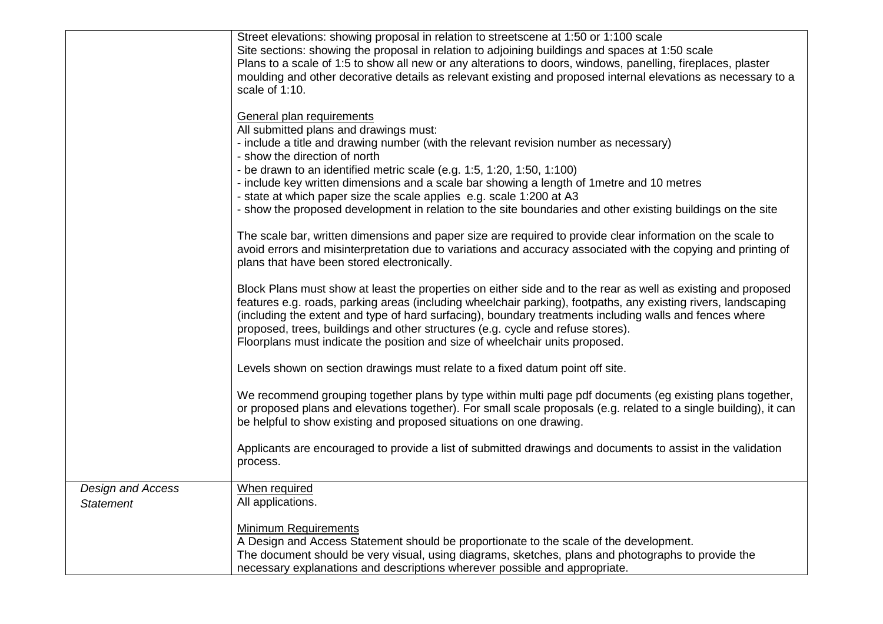| | |
|---|---|
| | Street elevations: showing proposal in relation to streetscene at 1:50 or 1:100 scale<br>Site sections: showing the proposal in relation to adjoining buildings and spaces at 1:50 scale<br>Plans to a scale of 1:5 to show all new or any alterations to doors, windows, panelling, fireplaces, plaster moulding and other decorative details as relevant existing and proposed internal elevations as necessary to a scale of 1:10.<br><br><u>General plan requirements</u><br>All submitted plans and drawings must:<br>- include a title and drawing number (with the relevant revision number as necessary)<br>- show the direction of north<br>- be drawn to an identified metric scale (e.g. 1:5, 1:20, 1:50, 1:100)<br>- include key written dimensions and a scale bar showing a length of 1metre and 10 metres<br>- state at which paper size the scale applies e.g. scale 1:200 at A3<br>- show the proposed development in relation to the site boundaries and other existing buildings on the site<br><br>The scale bar, written dimensions and paper size are required to provide clear information on the scale to avoid errors and misinterpretation due to variations and accuracy associated with the copying and printing of plans that have been stored electronically.<br><br>Block Plans must show at least the properties on either side and to the rear as well as existing and proposed features e.g. roads, parking areas (including wheelchair parking), footpaths, any existing rivers, landscaping (including the extent and type of hard surfacing), boundary treatments including walls and fences where proposed, trees, buildings and other structures (e.g. cycle and refuse stores).<br>Floorplans must indicate the position and size of wheelchair units proposed.<br><br>Levels shown on section drawings must relate to a fixed datum point off site.<br><br>We recommend grouping together plans by type within multi page pdf documents (eg existing plans together, or proposed plans and elevations together). For small scale proposals (e.g. related to a single building), it can be helpful to show existing and proposed situations on one drawing.<br><br>Applicants are encouraged to provide a list of submitted drawings and documents to assist in the validation process. |
| *Design and Access Statement* | <u>When required</u><br>All applications.<br><br><u>Minimum Requirements</u><br>A Design and Access Statement should be proportionate to the scale of the development.<br>The document should be very visual, using diagrams, sketches, plans and photographs to provide the necessary explanations and descriptions wherever possible and appropriate. |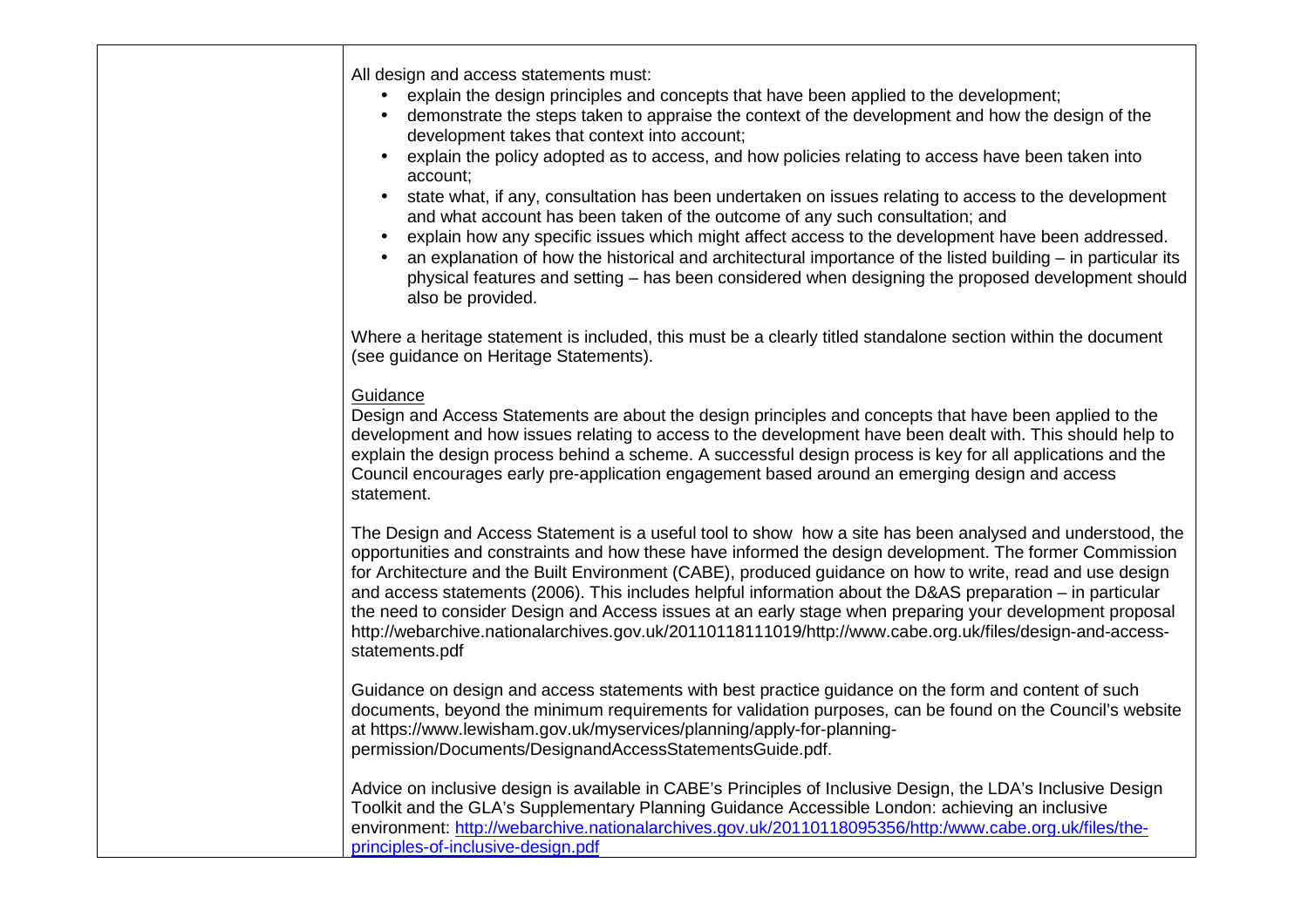| | All design and access statements must:<br>• explain the design principles and concepts that have been applied to the development;<br>• demonstrate the steps taken to appraise the context of the development and how the design of the development takes that context into account;<br>• explain the policy adopted as to access, and how policies relating to access have been taken into account;<br>• state what, if any, consultation has been undertaken on issues relating to access to the development and what account has been taken of the outcome of any such consultation; and<br>• explain how any specific issues which might affect access to the development have been addressed.<br>• an explanation of how the historical and architectural importance of the listed building – in particular its physical features and setting – has been considered when designing the proposed development should also be provided.<br><br>Where a heritage statement is included, this must be a clearly titled standalone section within the document (see guidance on Heritage Statements).<br><br><u>Guidance</u><br>Design and Access Statements are about the design principles and concepts that have been applied to the development and how issues relating to access to the development have been dealt with. This should help to explain the design process behind a scheme. A successful design process is key for all applications and the Council encourages early pre-application engagement based around an emerging design and access statement.<br><br>The Design and Access Statement is a useful tool to show how a site has been analysed and understood, the opportunities and constraints and how these have informed the design development. The former Commission for Architecture and the Built Environment (CABE), produced guidance on how to write, read and use design and access statements (2006). This includes helpful information about the D&AS preparation – in particular the need to consider Design and Access issues at an early stage when preparing your development proposal http://webarchive.nationalarchives.gov.uk/20110118111019/http://www.cabe.org.uk/files/design-and-access-statements.pdf<br><br>Guidance on design and access statements with best practice guidance on the form and content of such documents, beyond the minimum requirements for validation purposes, can be found on the Council's website at https://www.lewisham.gov.uk/myservices/planning/apply-for-planning-permission/Documents/DesignandAccessStatementsGuide.pdf.<br><br>Advice on inclusive design is available in CABE's Principles of Inclusive Design, the LDA's Inclusive Design Toolkit and the GLA's Supplementary Planning Guidance Accessible London: achieving an inclusive environment: http://webarchive.nationalarchives.gov.uk/20110118095356/http:/www.cabe.org.uk/files/the-principles-of-inclusive-design.pdf |
|---|---|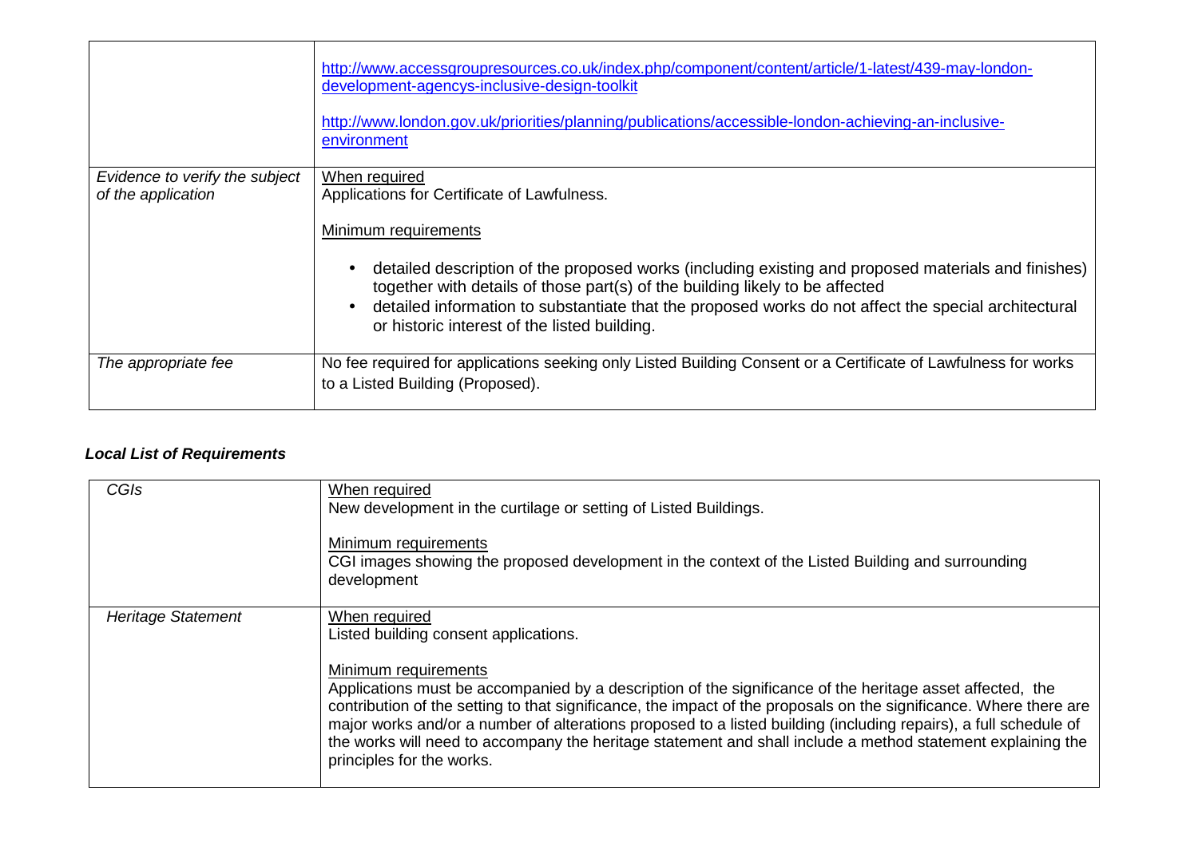| | |
|---|---|
| | http://www.accessgroupresources.co.uk/index.php/component/content/article/1-latest/439-may-london-development-agencys-inclusive-design-toolkit<br><br>http://www.london.gov.uk/priorities/planning/publications/accessible-london-achieving-an-inclusive-environment |
| *Evidence to verify the subject of the application* | When required<br>Applications for Certificate of Lawfulness.<br><br>Minimum requirements<br><br>• detailed description of the proposed works (including existing and proposed materials and finishes) together with details of those part(s) of the building likely to be affected<br>• detailed information to substantiate that the proposed works do not affect the special architectural or historic interest of the listed building. |
| *The appropriate fee* | No fee required for applications seeking only Listed Building Consent or a Certificate of Lawfulness for works to a Listed Building (Proposed). |

***Local List of Requirements***

| | |
|---|---|
| *CGIs* | When required<br>New development in the curtilage or setting of Listed Buildings.<br><br>Minimum requirements<br>CGI images showing the proposed development in the context of the Listed Building and surrounding development |
| *Heritage Statement* | When required<br>Listed building consent applications.<br><br>Minimum requirements<br>Applications must be accompanied by a description of the significance of the heritage asset affected, the contribution of the setting to that significance, the impact of the proposals on the significance. Where there are major works and/or a number of alterations proposed to a listed building (including repairs), a full schedule of the works will need to accompany the heritage statement and shall include a method statement explaining the principles for the works. |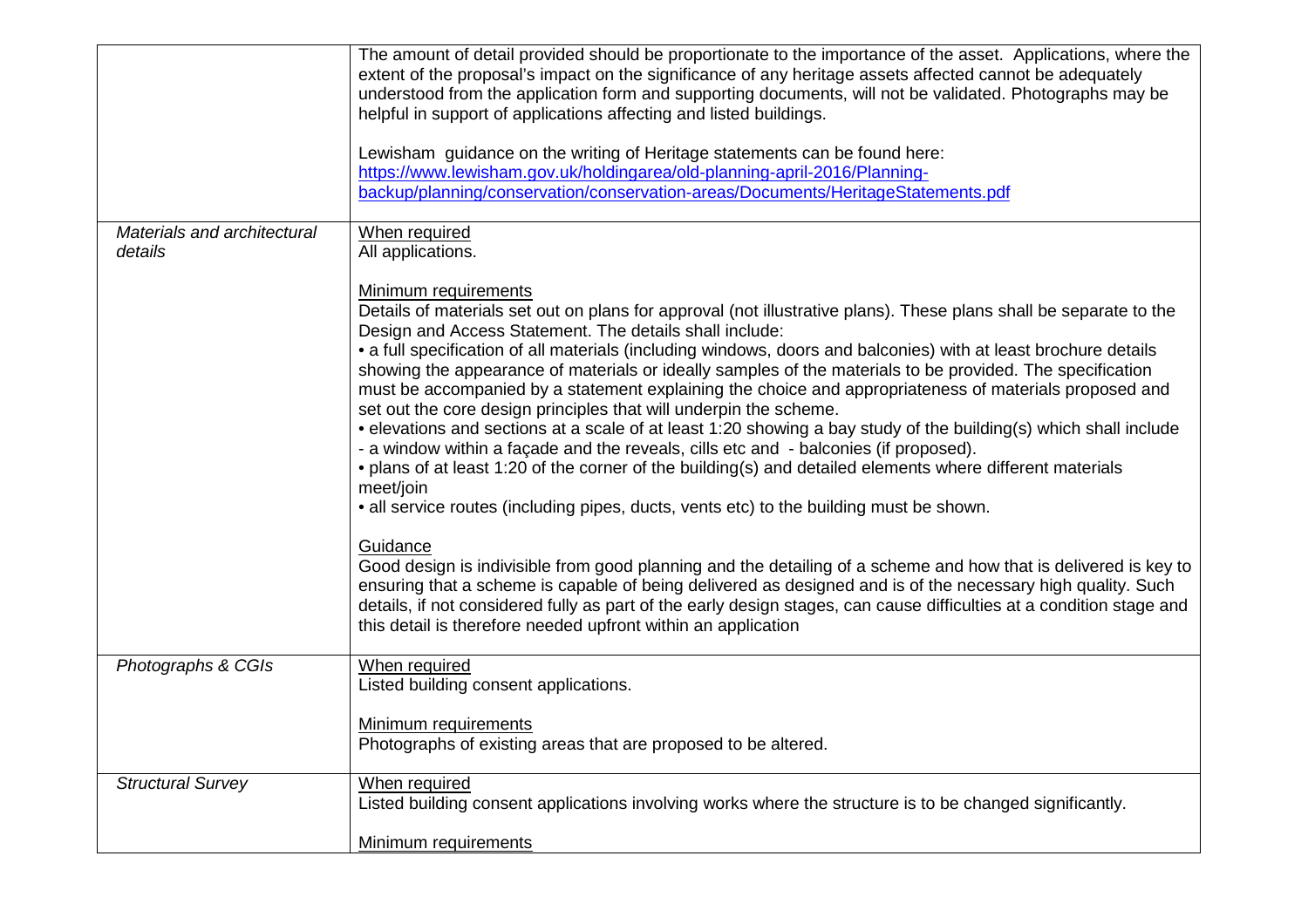| | |
|---|---|
| | The amount of detail provided should be proportionate to the importance of the asset. Applications, where the extent of the proposal's impact on the significance of any heritage assets affected cannot be adequately understood from the application form and supporting documents, will not be validated. Photographs may be helpful in support of applications affecting and listed buildings.<br><br>Lewisham guidance on the writing of Heritage statements can be found here: [https://www.lewisham.gov.uk/holdingarea/old-planning-april-2016/Planning-backup/planning/conservation/conservation-areas/Documents/HeritageStatements.pdf](https://www.lewisham.gov.uk/holdingarea/old-planning-april-2016/Planning-backup/planning/conservation/conservation-areas/Documents/HeritageStatements.pdf) |
| *Materials and architectural details* | When required<br>All applications.<br><br>Minimum requirements<br>Details of materials set out on plans for approval (not illustrative plans). These plans shall be separate to the Design and Access Statement. The details shall include:<br>• a full specification of all materials (including windows, doors and balconies) with at least brochure details showing the appearance of materials or ideally samples of the materials to be provided. The specification must be accompanied by a statement explaining the choice and appropriateness of materials proposed and set out the core design principles that will underpin the scheme.<br>• elevations and sections at a scale of at least 1:20 showing a bay study of the building(s) which shall include - a window within a façade and the reveals, cills etc and - balconies (if proposed).<br>• plans of at least 1:20 of the corner of the building(s) and detailed elements where different materials meet/join<br>• all service routes (including pipes, ducts, vents etc) to the building must be shown.<br><br>Guidance<br>Good design is indivisible from good planning and the detailing of a scheme and how that is delivered is key to ensuring that a scheme is capable of being delivered as designed and is of the necessary high quality. Such details, if not considered fully as part of the early design stages, can cause difficulties at a condition stage and this detail is therefore needed upfront within an application |
| *Photographs & CGIs* | When required<br>Listed building consent applications.<br><br>Minimum requirements<br>Photographs of existing areas that are proposed to be altered. |
| *Structural Survey* | When required<br>Listed building consent applications involving works where the structure is to be changed significantly.<br><br>Minimum requirements |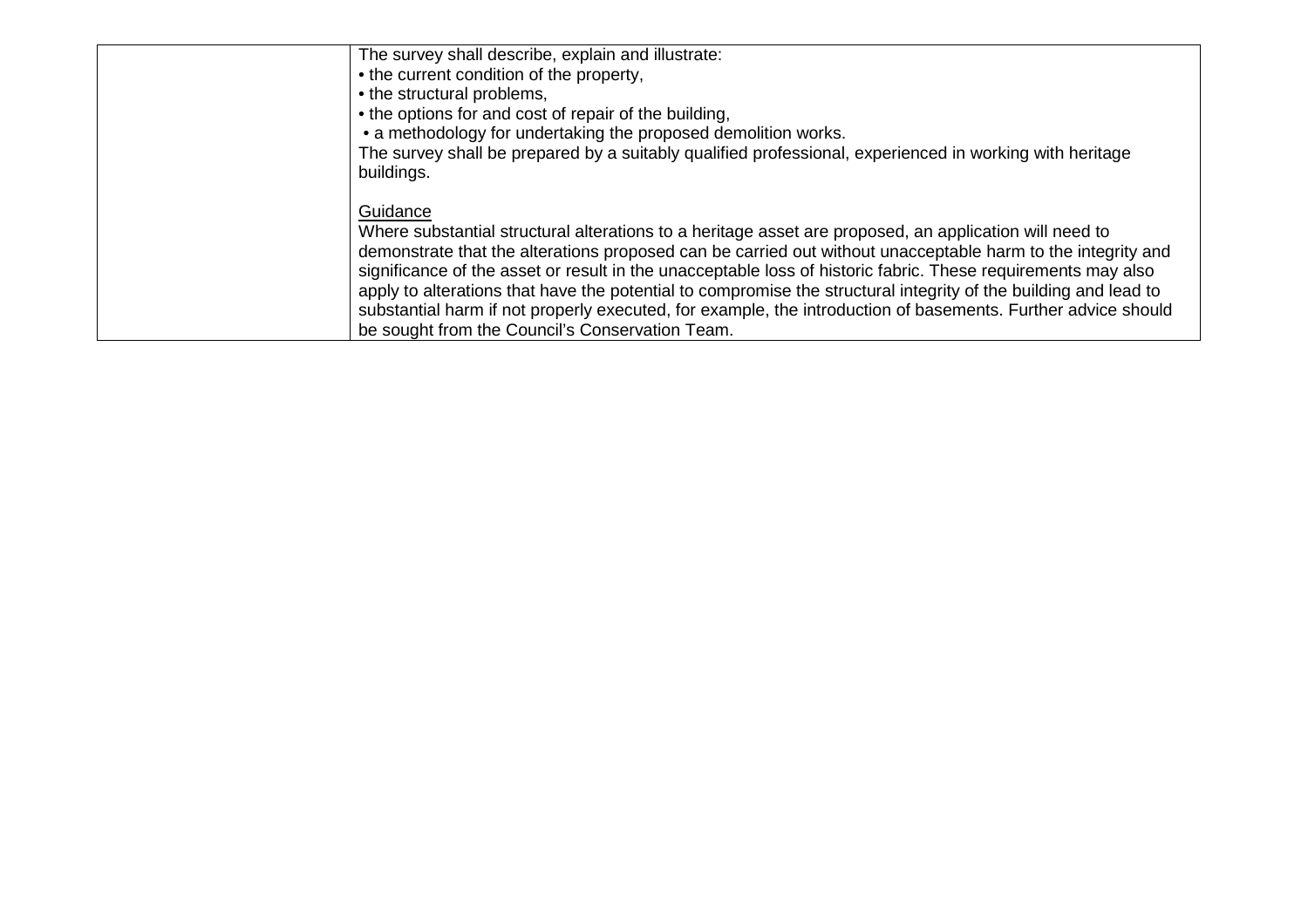| | |
|---|---|
| | The survey shall describe, explain and illustrate:<br>• the current condition of the property,<br>• the structural problems,<br>• the options for and cost of repair of the building,<br>• a methodology for undertaking the proposed demolition works.<br>The survey shall be prepared by a suitably qualified professional, experienced in working with heritage buildings.<br><br><u>Guidance</u><br>Where substantial structural alterations to a heritage asset are proposed, an application will need to demonstrate that the alterations proposed can be carried out without unacceptable harm to the integrity and significance of the asset or result in the unacceptable loss of historic fabric. These requirements may also apply to alterations that have the potential to compromise the structural integrity of the building and lead to substantial harm if not properly executed, for example, the introduction of basements. Further advice should be sought from the Council's Conservation Team. |